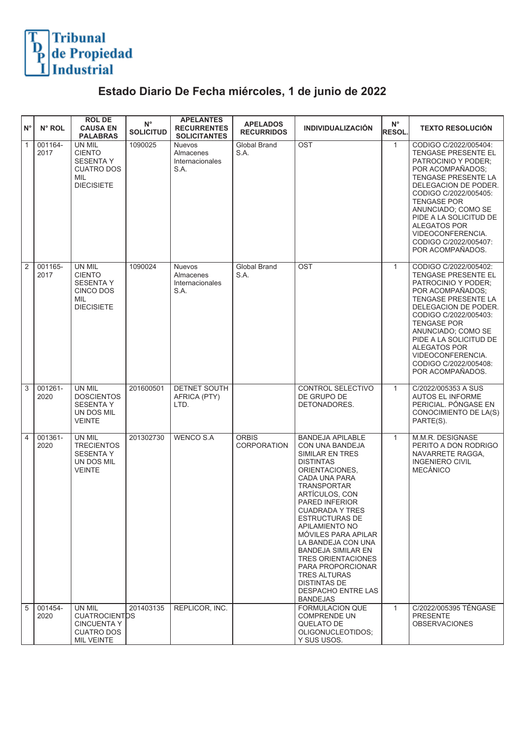Tribunal de Propiedad Industrial

# Estado Diario De Fecha miércoles, 1 de junio de 2022

| N° | N° ROL | ROL DE CAUSA EN PALABRAS | N° SOLICITUD | APELANTES RECURRENTES SOLICITANTES | APELADOS RECURRIDOS | INDIVIDUALIZACIÓN | N° RESOL. | TEXTO RESOLUCIÓN |
|---|---|---|---|---|---|---|---|---|
| 1 | 001164-2017 | UN MIL CIENTO SESENTA Y CUATRO DOS MIL DIECISIETE | 1090025 | Nuevos Almacenes Internacionales S.A. | Global Brand S.A. | OST | 1 | CODIGO C/2022/005404: TENGASE PRESENTE EL PATROCINIO Y PODER; POR ACOMPAÑADOS; TENGASE PRESENTE LA DELEGACION DE PODER. CODIGO C/2022/005405: TENGASE POR ANUNCIADO; COMO SE PIDE A LA SOLICITUD DE ALEGATOS POR VIDEOCONFERENCIA. CODIGO C/2022/005407: POR ACOMPAÑADOS. |
| 2 | 001165-2017 | UN MIL CIENTO SESENTA Y CINCO DOS MIL DIECISIETE | 1090024 | Nuevos Almacenes Internacionales S.A. | Global Brand S.A. | OST | 1 | CODIGO C/2022/005402: TENGASE PRESENTE EL PATROCINIO Y PODER; POR ACOMPAÑADOS; TENGASE PRESENTE LA DELEGACION DE PODER. CODIGO C/2022/005403: TENGASE POR ANUNCIADO; COMO SE PIDE A LA SOLICITUD DE ALEGATOS POR VIDEOCONFERENCIA. CODIGO C/2022/005408: POR ACOMPAÑADOS. |
| 3 | 001261-2020 | UN MIL DOSCIENTOS SESENTA Y UN DOS MIL VEINTE | 201600501 | DETNET SOUTH AFRICA (PTY) LTD. | | CONTROL SELECTIVO DE GRUPO DE DETONADORES. | 1 | C/2022/005353 A SUS AUTOS EL INFORME PERICIAL. PÓNGASE EN CONOCIMIENTO DE LA(S) PARTE(S). |
| 4 | 001361-2020 | UN MIL TRECIENTOS SESENTA Y UN DOS MIL VEINTE | 201302730 | WENCO S.A | ORBIS CORPORATION | BANDEJA APILABLE CON UNA BANDEJA SIMILAR EN TRES DISTINTAS ORIENTACIONES, CADA UNA PARA TRANSPORTAR ARTÍCULOS, CON PARED INFERIOR CUADRADA Y TRES ESTRUCTURAS DE APILAMIENTO NO MÓVILES PARA APILAR LA BANDEJA CON UNA BANDEJA SIMILAR EN TRES ORIENTACIONES PARA PROPORCIONAR TRES ALTURAS DISTINTAS DE DESPACHO ENTRE LAS BANDEJAS | 1 | M.M.R. DESIGNASE PERITO A DON RODRIGO NAVARRETE RAGGA, INGENIERO CIVIL MECÁNICO |
| 5 | 001454-2020 | UN MIL CUATROCIENTOS CINCUENTA Y CUATRO DOS MIL VEINTE | 201403135 | REPLICOR, INC. | | FORMULACION QUE COMPRENDE UN QUELATO DE OLIGONUCLEOTIDOS; Y SUS USOS. | 1 | C/2022/005395 TÉNGASE PRESENTE OBSERVACIONES |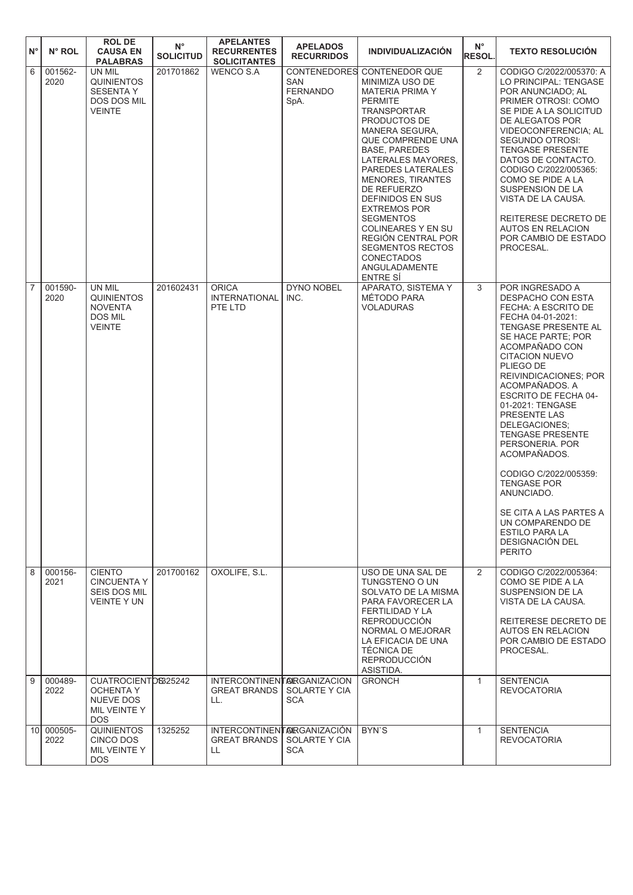| N° | N° ROL | ROL DE CAUSA EN PALABRAS | N° SOLICITUD | APELANTES RECURRENTES SOLICITANTES | APELADOS RECURRIDOS | INDIVIDUALIZACIÓN | N° RESOL. | TEXTO RESOLUCIÓN |
|---|---|---|---|---|---|---|---|---|
| 6 | 001562-2020 | UN MIL QUINIENTOS SESENTA Y DOS DOS MIL VEINTE | 201701862 | WENCO S.A | CONTENEDORES SAN FERNANDO SpA. | CONTENEDOR QUE MINIMIZA USO DE MATERIA PRIMA Y PERMITE TRANSPORTAR PRODUCTOS DE MANERA SEGURA, QUE COMPRENDE UNA BASE, PAREDES LATERALES MAYORES, PAREDES LATERALES MENORES, TIRANTES DE REFUERZO DEFINIDOS EN SUS EXTREMOS POR SEGMENTOS COLINEARES Y EN SU REGIÓN CENTRAL POR SEGMENTOS RECTOS CONECTADOS ANGULADAMENTE ENTRE SÍ | 2 | CODIGO C/2022/005370: A LO PRINCIPAL: TENGASE POR ANUNCIADO; AL PRIMER OTROSI: COMO SE PIDE A LA SOLICITUD DE ALEGATOS POR VIDEOCONFERENCIA; AL SEGUNDO OTROSI: TENGASE PRESENTE DATOS DE CONTACTO. CODIGO C/2022/005365: COMO SE PIDE A LA SUSPENSION DE LA VISTA DE LA CAUSA.<br><br>REITERESE DECRETO DE AUTOS EN RELACION POR CAMBIO DE ESTADO PROCESAL. |
| 7 | 001590-2020 | UN MIL QUINIENTOS NOVENTA DOS MIL VEINTE | 201602431 | ORICA INTERNATIONAL PTE LTD | DYNO NOBEL INC. | APARATO, SISTEMA Y MÉTODO PARA VOLADURAS | 3 | POR INGRESADO A DESPACHO CON ESTA FECHA: A ESCRITO DE FECHA 04-01-2021: TENGASE PRESENTE AL SE HACE PARTE; POR ACOMPAÑADO CON CITACION NUEVO PLIEGO DE REIVINDICACIONES; POR ACOMPAÑADOS. A ESCRITO DE FECHA 04-01-2021: TENGASE PRESENTE LAS DELEGACIONES; TENGASE PRESENTE PERSONERIA. POR ACOMPAÑADOS.<br><br>CODIGO C/2022/005359: TENGASE POR ANUNCIADO.<br><br>SE CITA A LAS PARTES A UN COMPARENDO DE ESTILO PARA LA DESIGNACIÓN DEL PERITO |
| 8 | 000156-2021 | CIENTO CINCUENTA Y SEIS DOS MIL VEINTE Y UN | 201700162 | OXOLIFE, S.L. | | USO DE UNA SAL DE TUNGSTENO O UN SOLVATO DE LA MISMA PARA FAVORECER LA FERTILIDAD Y LA REPRODUCCIÓN NORMAL O MEJORAR LA EFICACIA DE UNA TÉCNICA DE REPRODUCCIÓN ASISTIDA. | 2 | CODIGO C/2022/005364: COMO SE PIDE A LA SUSPENSION DE LA VISTA DE LA CAUSA.<br><br>REITERESE DECRETO DE AUTOS EN RELACION POR CAMBIO DE ESTADO PROCESAL. |
| 9 | 000489-2022 | CUATROCIENTOS OCHENTA Y NUEVE DOS MIL VEINTE Y DOS | 1325242 | INTERCONTINENTAL GREAT BRANDS LL. | ORGANIZACION SOLARTE Y CIA SCA | GRONCH | 1 | SENTENCIA REVOCATORIA |
| 10 | 000505-2022 | QUINIENTOS CINCO DOS MIL VEINTE Y DOS | 1325252 | INTERCONTINENTAL GREAT BRANDS LL | ORGANIZACIÓN SOLARTE Y CIA SCA | BYN`S | 1 | SENTENCIA REVOCATORIA |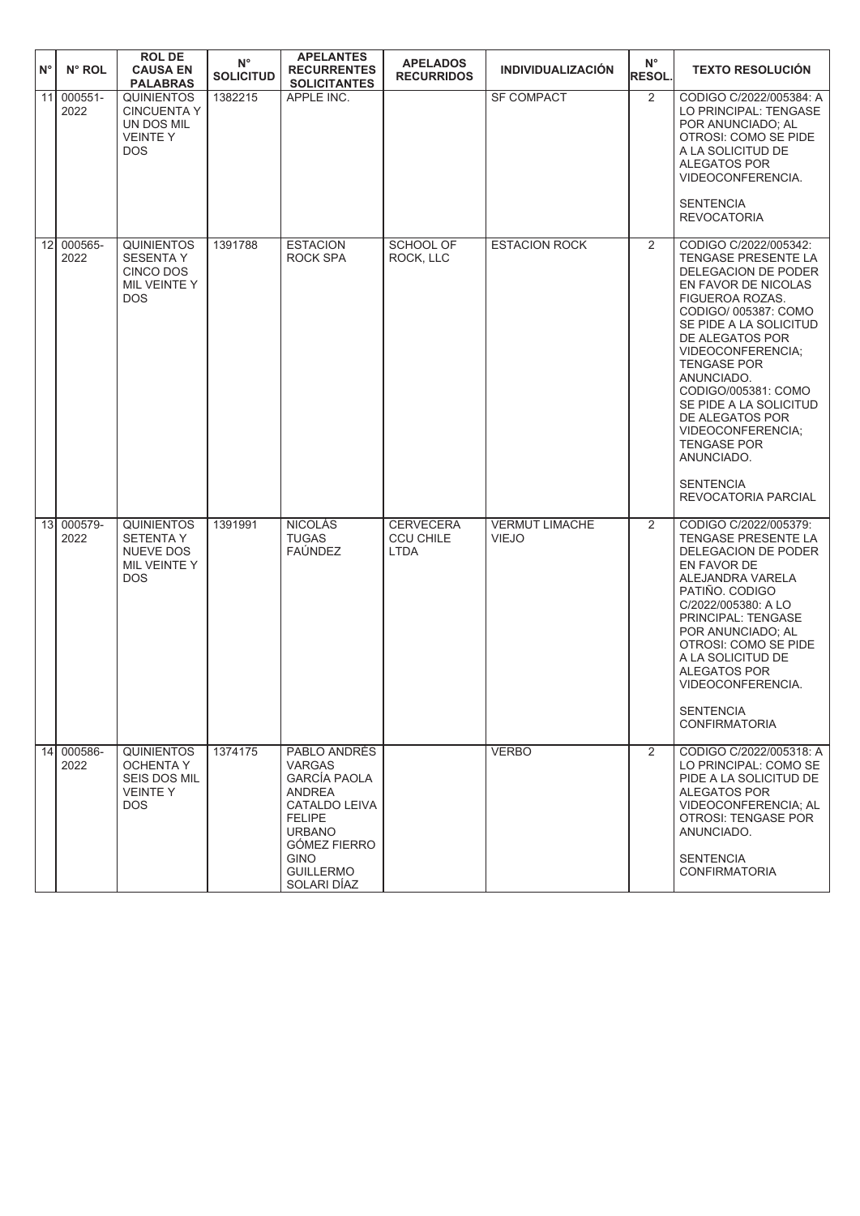| N° | N° ROL | ROL DE CAUSA EN PALABRAS | N° SOLICITUD | APELANTES RECURRENTES SOLICITANTES | APELADOS RECURRIDOS | INDIVIDUALIZACIÓN | N° RESOL. | TEXTO RESOLUCIÓN |
|---|---|---|---|---|---|---|---|---|
| 11 | 000551-2022 | QUINIENTOS CINCUENTA Y UN DOS MIL VEINTE Y DOS | 1382215 | APPLE INC. | | SF COMPACT | 2 | CODIGO C/2022/005384: A LO PRINCIPAL: TENGASE POR ANUNCIADO; AL OTROSI: COMO SE PIDE A LA SOLICITUD DE ALEGATOS POR VIDEOCONFERENCIA. SENTENCIA REVOCATORIA |
| 12 | 000565-2022 | QUINIENTOS SESENTA Y CINCO DOS MIL VEINTE Y DOS | 1391788 | ESTACION ROCK SPA | SCHOOL OF ROCK, LLC | ESTACION ROCK | 2 | CODIGO C/2022/005342: TENGASE PRESENTE LA DELEGACION DE PODER EN FAVOR DE NICOLAS FIGUEROA ROZAS. CODIGO/ 005387: COMO SE PIDE A LA SOLICITUD DE ALEGATOS POR VIDEOCONFERENCIA; TENGASE POR ANUNCIADO. CODIGO/005381: COMO SE PIDE A LA SOLICITUD DE ALEGATOS POR VIDEOCONFERENCIA; TENGASE POR ANUNCIADO. SENTENCIA REVOCATORIA PARCIAL |
| 13 | 000579-2022 | QUINIENTOS SETENTA Y NUEVE DOS MIL VEINTE Y DOS | 1391991 | NICOLÁS TUGAS FAÚNDEZ | CERVECERA CCU CHILE LTDA | VERMUT LIMACHE VIEJO | 2 | CODIGO C/2022/005379: TENGASE PRESENTE LA DELEGACION DE PODER EN FAVOR DE ALEJANDRA VARELA PATIÑO. CODIGO C/2022/005380: A LO PRINCIPAL: TENGASE POR ANUNCIADO; AL OTROSI: COMO SE PIDE A LA SOLICITUD DE ALEGATOS POR VIDEOCONFERENCIA. SENTENCIA CONFIRMATORIA |
| 14 | 000586-2022 | QUINIENTOS OCHENTA Y SEIS DOS MIL VEINTE Y DOS | 1374175 | PABLO ANDRÉS VARGAS GARCÍA PAOLA ANDREA CATALDO LEIVA FELIPE URBANO GÓMEZ FIERRO GINO GUILLERMO SOLARI DÍAZ | | VERBO | 2 | CODIGO C/2022/005318: A LO PRINCIPAL: COMO SE PIDE A LA SOLICITUD DE ALEGATOS POR VIDEOCONFERENCIA; AL OTROSI: TENGASE POR ANUNCIADO. SENTENCIA CONFIRMATORIA |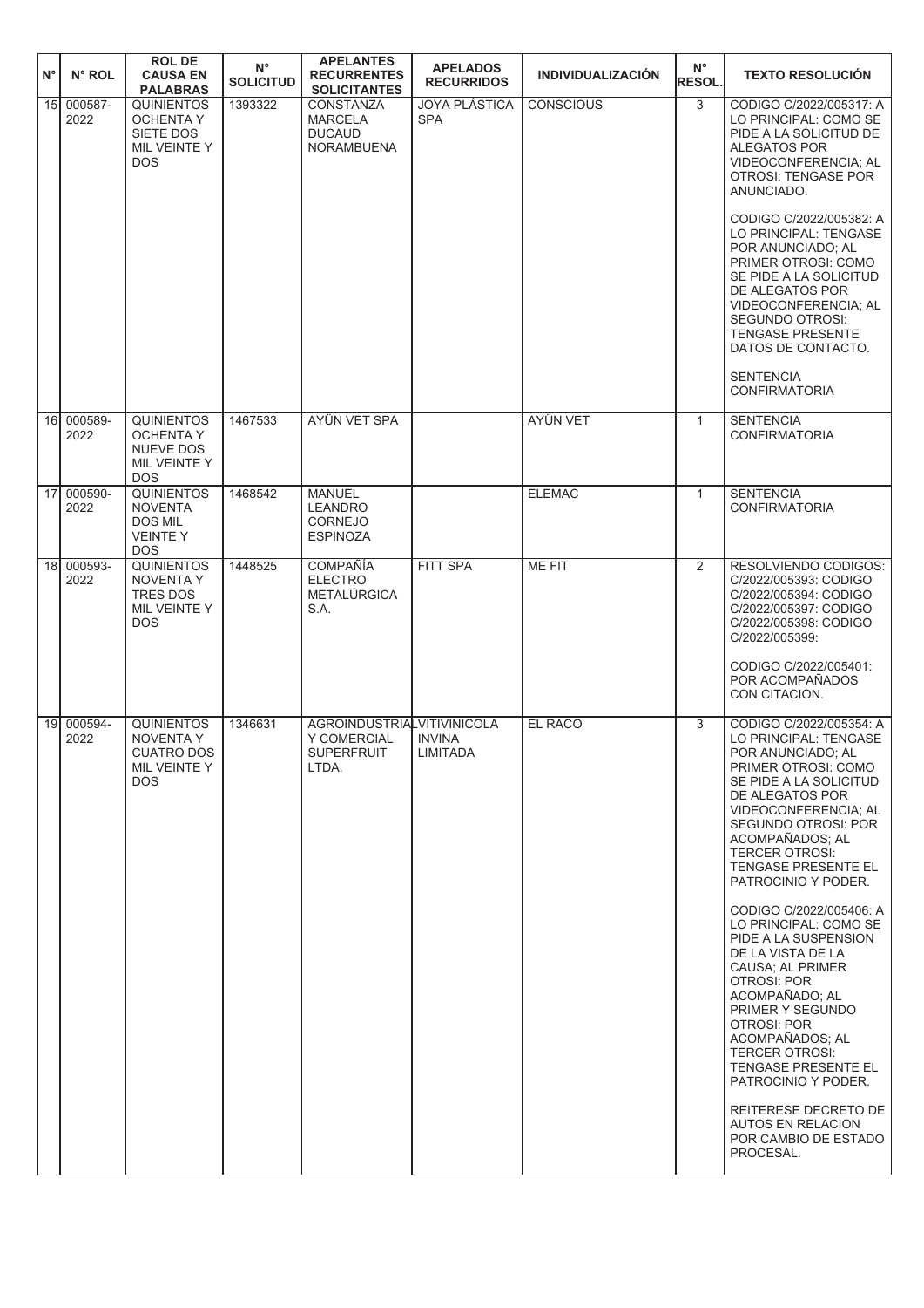| N° | N° ROL | ROL DE CAUSA EN PALABRAS | N° SOLICITUD | APELANTES RECURRENTES SOLICITANTES | APELADOS RECURRIDOS | INDIVIDUALIZACIÓN | N° RESOL. | TEXTO RESOLUCIÓN |
|---|---|---|---|---|---|---|---|---|
| 15 | 000587-2022 | QUINIENTOS OCHENTA Y SIETE DOS MIL VEINTE Y DOS | 1393322 | CONSTANZA MARCELA DUCAUD NORAMBUENA | JOYA PLÁSTICA SPA | CONSCIOUS | 3 | CODIGO C/2022/005317: A LO PRINCIPAL: COMO SE PIDE A LA SOLICITUD DE ALEGATOS POR VIDEOCONFERENCIA; AL OTROSI: TENGASE POR ANUNCIADO. CODIGO C/2022/005382: A LO PRINCIPAL: TENGASE POR ANUNCIADO; AL PRIMER OTROSI: COMO SE PIDE A LA SOLICITUD DE ALEGATOS POR VIDEOCONFERENCIA; AL SEGUNDO OTROSI: TENGASE PRESENTE DATOS DE CONTACTO. SENTENCIA CONFIRMATORIA |
| 16 | 000589-2022 | QUINIENTOS OCHENTA Y NUEVE DOS MIL VEINTE Y DOS | 1467533 | AYÜN VET SPA | | AYÜN VET | 1 | SENTENCIA CONFIRMATORIA |
| 17 | 000590-2022 | QUINIENTOS NOVENTA DOS MIL VEINTE Y DOS | 1468542 | MANUEL LEANDRO CORNEJO ESPINOZA | | ELEMAC | 1 | SENTENCIA CONFIRMATORIA |
| 18 | 000593-2022 | QUINIENTOS NOVENTA Y TRES DOS MIL VEINTE Y DOS | 1448525 | COMPAÑÍA ELECTRO METALÚRGICA S.A. | FITT SPA | ME FIT | 2 | RESOLVIENDO CODIGOS: C/2022/005393: CODIGO C/2022/005394: CODIGO C/2022/005397: CODIGO C/2022/005398: CODIGO C/2022/005399: CODIGO C/2022/005401: POR ACOMPAÑADOS CON CITACION. |
| 19 | 000594-2022 | QUINIENTOS NOVENTA Y CUATRO DOS MIL VEINTE Y DOS | 1346631 | AGROINDUSTRIAL Y COMERCIAL SUPERFRUIT LTDA. | VITIVINICOLA INVINA LIMITADA | EL RACO | 3 | CODIGO C/2022/005354: A LO PRINCIPAL: TENGASE POR ANUNCIADO; AL PRIMER OTROSI: COMO SE PIDE A LA SOLICITUD DE ALEGATOS POR VIDEOCONFERENCIA; AL SEGUNDO OTROSI: POR ACOMPAÑADOS; AL TERCER OTROSI: TENGASE PRESENTE EL PATROCINIO Y PODER. CODIGO C/2022/005406: A LO PRINCIPAL: COMO SE PIDE A LA SUSPENSION DE LA VISTA DE LA CAUSA; AL PRIMER OTROSI: POR ACOMPAÑADO; AL PRIMER Y SEGUNDO OTROSI: POR ACOMPAÑADOS; AL TERCER OTROSI: TENGASE PRESENTE EL PATROCINIO Y PODER. REITERESE DECRETO DE AUTOS EN RELACION POR CAMBIO DE ESTADO PROCESAL. |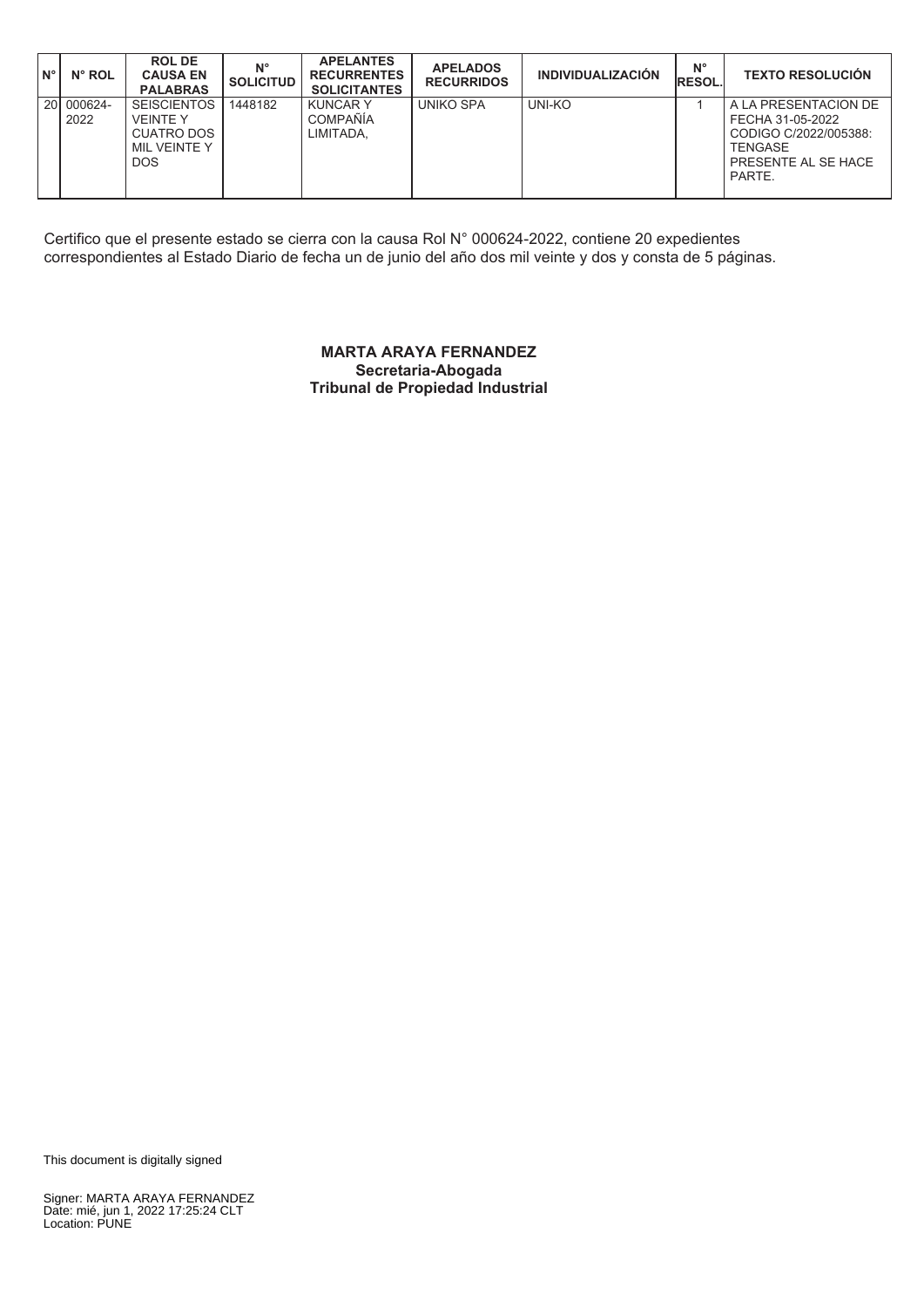| N° | N° ROL | ROL DE CAUSA EN PALABRAS | N° SOLICITUD | APELANTES RECURRENTES SOLICITANTES | APELADOS RECURRIDOS | INDIVIDUALIZACIÓN | N° RESOL. | TEXTO RESOLUCIÓN |
|---|---|---|---|---|---|---|---|---|
| 20 | 000624-2022 | SEISCIENTOS VEINTE Y CUATRO DOS MIL VEINTE Y DOS | 1448182 | KUNCAR Y COMPAÑÍA LIMITADA, | UNIKO SPA | UNI-KO | 1 | A LA PRESENTACION DE FECHA 31-05-2022 CODIGO C/2022/005388: TENGASE PRESENTE AL SE HACE PARTE. |

Certifico que el presente estado se cierra con la causa Rol N° 000624-2022, contiene 20 expedientes correspondientes al Estado Diario de fecha un de junio del año dos mil veinte y dos y consta de 5 páginas.

**MARTA ARAYA FERNANDEZ**
**Secretaria-Abogada**
**Tribunal de Propiedad Industrial**

This document is digitally signed

Signer: MARTA ARAYA FERNANDEZ
Date: mié, jun 1, 2022 17:25:24 CLT
Location: PUNE